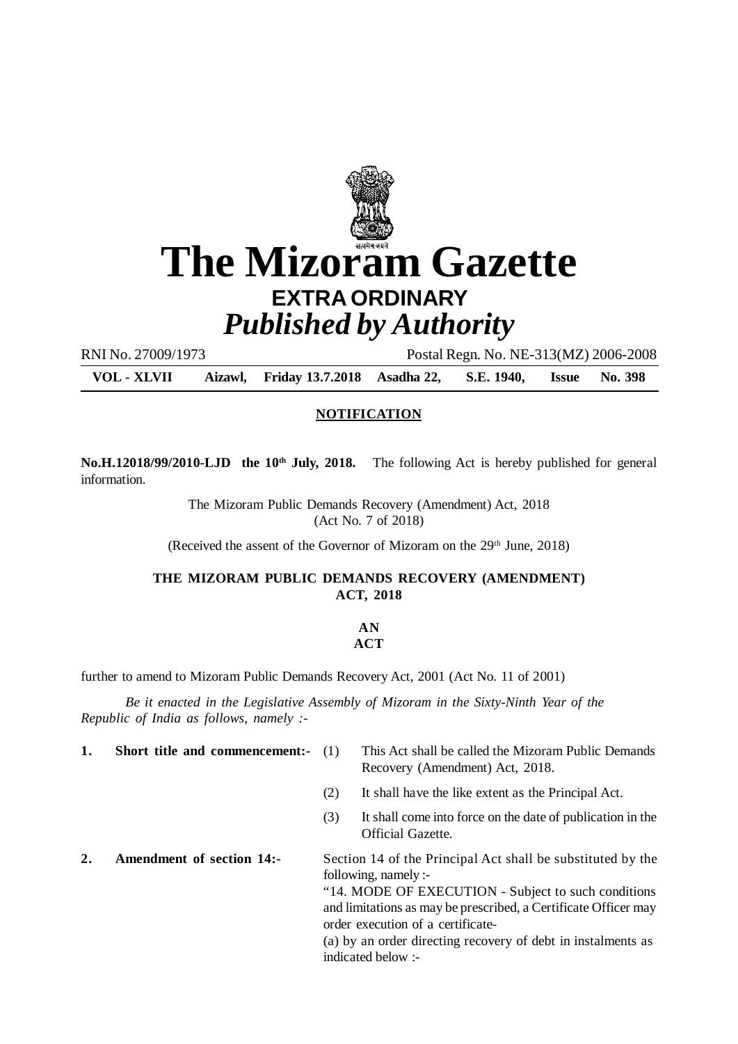# The Mizoram Gazette

## EXTRA ORDINARY

*Published by Authority*

RNI No. 27009/1973 Postal Regn. No. NE-313(MZ) 2006-2008

**VOL - XLVII Aizawl, Friday 13.7.2018 Asadha 22, S.E. 1940, Issue No. 398**

**NOTIFICATION**

**No.H.12018/99/2010-LJD the 10th July, 2018.** The following Act is hereby published for general information.

The Mizoram Public Demands Recovery (Amendment) Act, 2018
(Act No. 7 of 2018)

(Received the assent of the Governor of Mizoram on the 29th June, 2018)

**THE MIZORAM PUBLIC DEMANDS RECOVERY (AMENDMENT) ACT, 2018**

**AN ACT**

further to amend to Mizoram Public Demands Recovery Act, 2001 (Act No. 11 of 2001)

*Be it enacted in the Legislative Assembly of Mizoram in the Sixty-Ninth Year of the Republic of India as follows, namely :-*

**1. Short title and commencement:-**

(1) This Act shall be called the Mizoram Public Demands Recovery (Amendment) Act, 2018.

(2) It shall have the like extent as the Principal Act.

(3) It shall come into force on the date of publication in the Official Gazette.

**2. Amendment of section 14:-** Section 14 of the Principal Act shall be substituted by the following, namely :-

"14. MODE OF EXECUTION - Subject to such conditions and limitations as may be prescribed, a Certificate Officer may order execution of a certificate-

(a) by an order directing recovery of debt in instalments as indicated below :-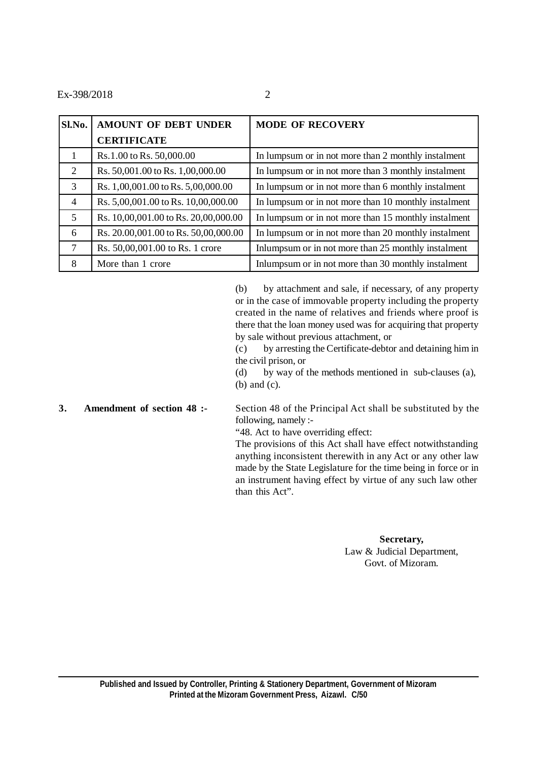| Sl.No. | AMOUNT OF DEBT UNDER CERTIFICATE | MODE OF RECOVERY |
|---|---|---|
| 1 | Rs.1.00 to Rs. 50,000.00 | In lumpsum or in not more than 2 monthly instalment |
| 2 | Rs. 50,001.00 to Rs. 1,00,000.00 | In lumpsum or in not more than 3 monthly instalment |
| 3 | Rs. 1,00,001.00 to Rs. 5,00,000.00 | In lumpsum or in not more than 6 monthly instalment |
| 4 | Rs. 5,00,001.00 to Rs. 10,00,000.00 | In lumpsum or in not more than 10 monthly instalment |
| 5 | Rs. 10,00,001.00 to Rs. 20,00,000.00 | In lumpsum or in not more than 15 monthly instalment |
| 6 | Rs. 20.00,001.00 to Rs. 50,00,000.00 | In lumpsum or in not more than 20 monthly instalment |
| 7 | Rs. 50,00,001.00 to Rs. 1 crore | Inlumpsum or in not more than 25 monthly instalment |
| 8 | More than 1 crore | Inlumpsum or in not more than 30 monthly instalment |

(b) by attachment and sale, if necessary, of any property or in the case of immovable property including the property created in the name of relatives and friends where proof is there that the loan money used was for acquiring that property by sale without previous attachment, or

(c) by arresting the Certificate-debtor and detaining him in the civil prison, or

(d) by way of the methods mentioned in sub-clauses (a), (b) and (c).

**3. Amendment of section 48 :-** Section 48 of the Principal Act shall be substituted by the following, namely :-

"48. Act to have overriding effect:

The provisions of this Act shall have effect notwithstanding anything inconsistent therewith in any Act or any other law made by the State Legislature for the time being in force or in an instrument having effect by virtue of any such law other than this Act".

**Secretary,**
Law & Judicial Department,
Govt. of Mizoram.

**Published and Issued by Controller, Printing & Stationery Department, Government of Mizoram**
**Printed at the Mizoram Government Press, Aizawl. C/50**